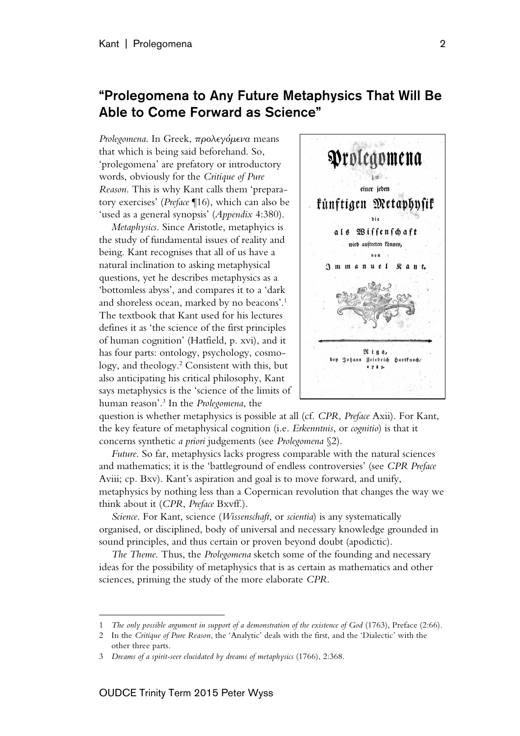## "Prolegomena to Any Future Metaphysics That Will Be Able to Come Forward as Science"

*Prolegomena*. In Greek, *προλεγόμενα* means that which is being said beforehand. So, 'prolegomena' are prefatory or introductory words, obviously for the *Critique of Pure Reason*. This is why Kant calls them 'preparatory exercises' (*Preface* ¶16), which can also be 'used as a general synopsis' (*Appendix* 4:380).

*Metaphysics*. Since Aristotle, metaphyics is the study of fundamental issues of reality and being. Kant recognises that all of us have a natural inclination to asking metaphysical questions, yet he describes metaphysics as a 'bottomless abyss', and compares it to a 'dark and shoreless ocean, marked by no beacons'.[1] The textbook that Kant used for his lectures defines it as 'the science of the first principles of human cognition' (Hatfield, p. xvi), and it has four parts: ontology, psychology, cosmology, and theology.[2] Consistent with this, but also anticipating his critical philosophy, Kant says metaphysics is the 'science of the limits of human reason'.[3] In the *Prolegomena*, the question is whether metaphysics is possible at all (cf. *CPR*, *Preface* Axii). For Kant, the key feature of metaphysical cognition (i.e. *Erkenntnis*, or *cognitio*) is that it concerns synthetic *a priori* judgements (see *Prolegomena* §2).

*Future*. So far, metaphysics lacks progress comparable with the natural sciences and mathematics; it is the 'battleground of endless controversies' (see *CPR Preface* Aviii; cp. Bxv). Kant's aspiration and goal is to move forward, and unify, metaphysics by nothing less than a Copernican revolution that changes the way we think about it (*CPR*, *Preface* Bxvff.).

*Science*. For Kant, science (*Wissenschaft*, or *scientia*) is any systematically organised, or disciplined, body of universal and necessary knowledge grounded in sound principles, and thus certain or proven beyond doubt (apodictic).

*The Theme*. Thus, the *Prolegomena* sketch some of the founding and necessary ideas for the possibility of metaphysics that is as certain as mathematics and other sciences, priming the study of the more elaborate *CPR*.

Prolegomena zu einer jeden künftigen Metaphysik die als Wissenschaft wird auftreten können, von Immanuel Kant. Riga, bey Johann Friedrich Hartknoch. 1783.

---

1 *The only possible argument in support of a demonstration of the existence of God* (1763), Preface (2:66).

2 In the *Critique of Pure Reason*, the 'Analytic' deals with the first, and the 'Dialectic' with the other three parts.

3 *Dreams of a spirit-seer elucidated by dreams of metaphysics* (1766), 2:368.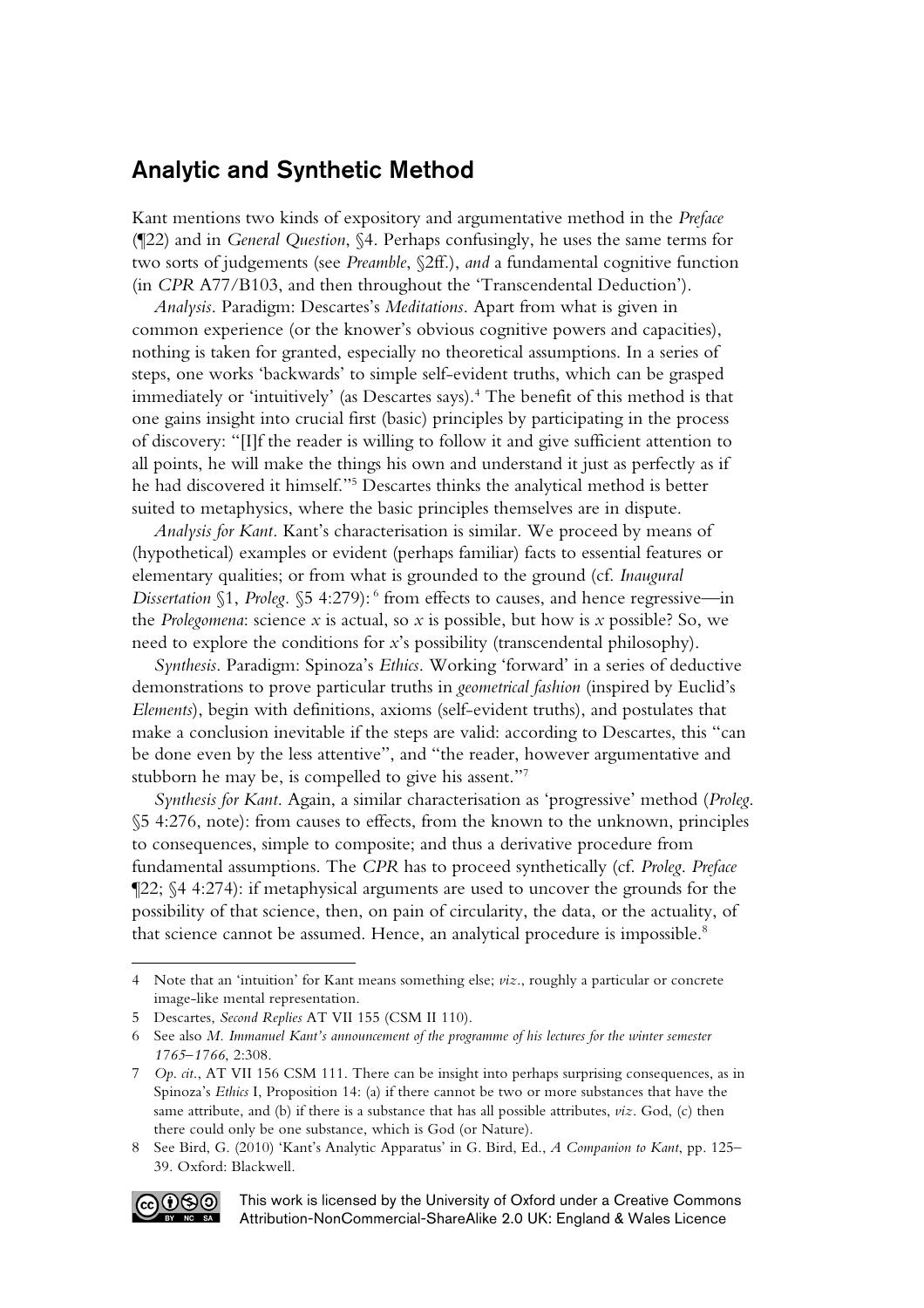## Analytic and Synthetic Method

Kant mentions two kinds of expository and argumentative method in the *Preface* (¶22) and in *General Question*, §4. Perhaps confusingly, he uses the same terms for two sorts of judgements (see *Preamble*, §2ff.), *and* a fundamental cognitive function (in *CPR* A77/B103, and then throughout the 'Transcendental Deduction').

*Analysis*. Paradigm: Descartes's *Meditations*. Apart from what is given in common experience (or the knower's obvious cognitive powers and capacities), nothing is taken for granted, especially no theoretical assumptions. In a series of steps, one works 'backwards' to simple self-evident truths, which can be grasped immediately or 'intuitively' (as Descartes says).[4] The benefit of this method is that one gains insight into crucial first (basic) principles by participating in the process of discovery: "[I]f the reader is willing to follow it and give sufficient attention to all points, he will make the things his own and understand it just as perfectly as if he had discovered it himself."[5] Descartes thinks the analytical method is better suited to metaphysics, where the basic principles themselves are in dispute.

*Analysis for Kant*. Kant's characterisation is similar. We proceed by means of (hypothetical) examples or evident (perhaps familiar) facts to essential features or elementary qualities; or from what is grounded to the ground (cf. *Inaugural Dissertation* §1, *Proleg*. §5 4:279):[6] from effects to causes, and hence regressive—in the *Prolegomena*: science *x* is actual, so *x* is possible, but how is *x* possible? So, we need to explore the conditions for *x*'s possibility (transcendental philosophy).

*Synthesis*. Paradigm: Spinoza's *Ethics*. Working 'forward' in a series of deductive demonstrations to prove particular truths in *geometrical fashion* (inspired by Euclid's *Elements*), begin with definitions, axioms (self-evident truths), and postulates that make a conclusion inevitable if the steps are valid: according to Descartes, this "can be done even by the less attentive", and "the reader, however argumentative and stubborn he may be, is compelled to give his assent."[7]

*Synthesis for Kant*. Again, a similar characterisation as 'progressive' method (*Proleg*. §5 4:276, note): from causes to effects, from the known to the unknown, principles to consequences, simple to composite; and thus a derivative procedure from fundamental assumptions. The *CPR* has to proceed synthetically (cf. *Proleg*. *Preface* ¶22; §4 4:274): if metaphysical arguments are used to uncover the grounds for the possibility of that science, then, on pain of circularity, the data, or the actuality, of that science cannot be assumed. Hence, an analytical procedure is impossible.[8]

---

4 Note that an 'intuition' for Kant means something else; *viz*., roughly a particular or concrete image-like mental representation.

5 Descartes, *Second Replies* AT VII 155 (CSM II 110).

6 See also *M. Immanuel Kant's announcement of the programme of his lectures for the winter semester 1765–1766*, 2:308.

7 *Op. cit*., AT VII 156 CSM 111. There can be insight into perhaps surprising consequences, as in Spinoza's *Ethics* I, Proposition 14: (a) if there cannot be two or more substances that have the same attribute, and (b) if there is a substance that has all possible attributes, *viz*. God, (c) then there could only be one substance, which is God (or Nature).

8 See Bird, G. (2010) 'Kant's Analytic Apparatus' in G. Bird, Ed., *A Companion to Kant*, pp. 125–39. Oxford: Blackwell.

This work is licensed by the University of Oxford under a Creative Commons Attribution-NonCommercial-ShareAlike 2.0 UK: England & Wales Licence